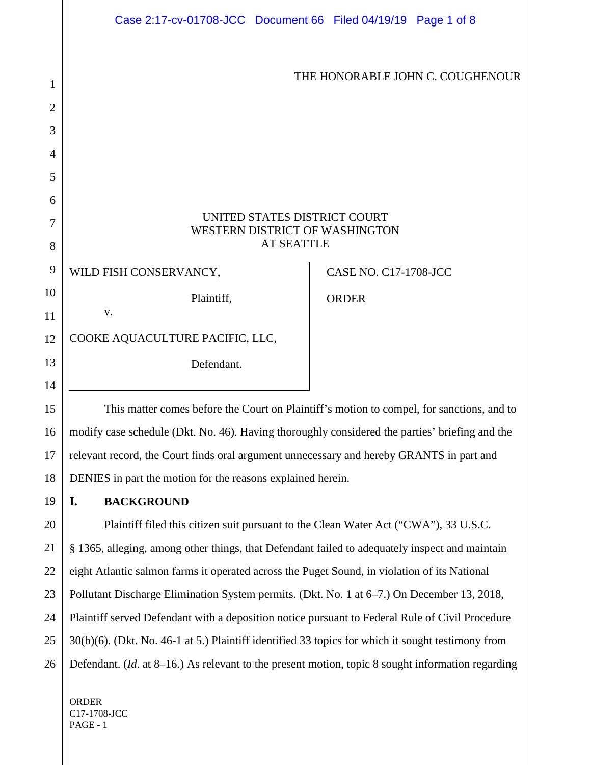THE HONORABLE JOHN C. COUGHENOUR

UNITED STATES DISTRICT COURT
WESTERN DISTRICT OF WASHINGTON
AT SEATTLE

WILD FISH CONSERVANCY,

Plaintiff,

v.

COOKE AQUACULTURE PACIFIC, LLC,

Defendant.

CASE NO. C17-1708-JCC

ORDER

This matter comes before the Court on Plaintiff's motion to compel, for sanctions, and to modify case schedule (Dkt. No. 46). Having thoroughly considered the parties' briefing and the relevant record, the Court finds oral argument unnecessary and hereby GRANTS in part and DENIES in part the motion for the reasons explained herein.

## I. BACKGROUND

Plaintiff filed this citizen suit pursuant to the Clean Water Act ("CWA"), 33 U.S.C. § 1365, alleging, among other things, that Defendant failed to adequately inspect and maintain eight Atlantic salmon farms it operated across the Puget Sound, in violation of its National Pollutant Discharge Elimination System permits. (Dkt. No. 1 at 6–7.) On December 13, 2018, Plaintiff served Defendant with a deposition notice pursuant to Federal Rule of Civil Procedure 30(b)(6). (Dkt. No. 46-1 at 5.) Plaintiff identified 33 topics for which it sought testimony from Defendant. (*Id.* at 8–16.) As relevant to the present motion, topic 8 sought information regarding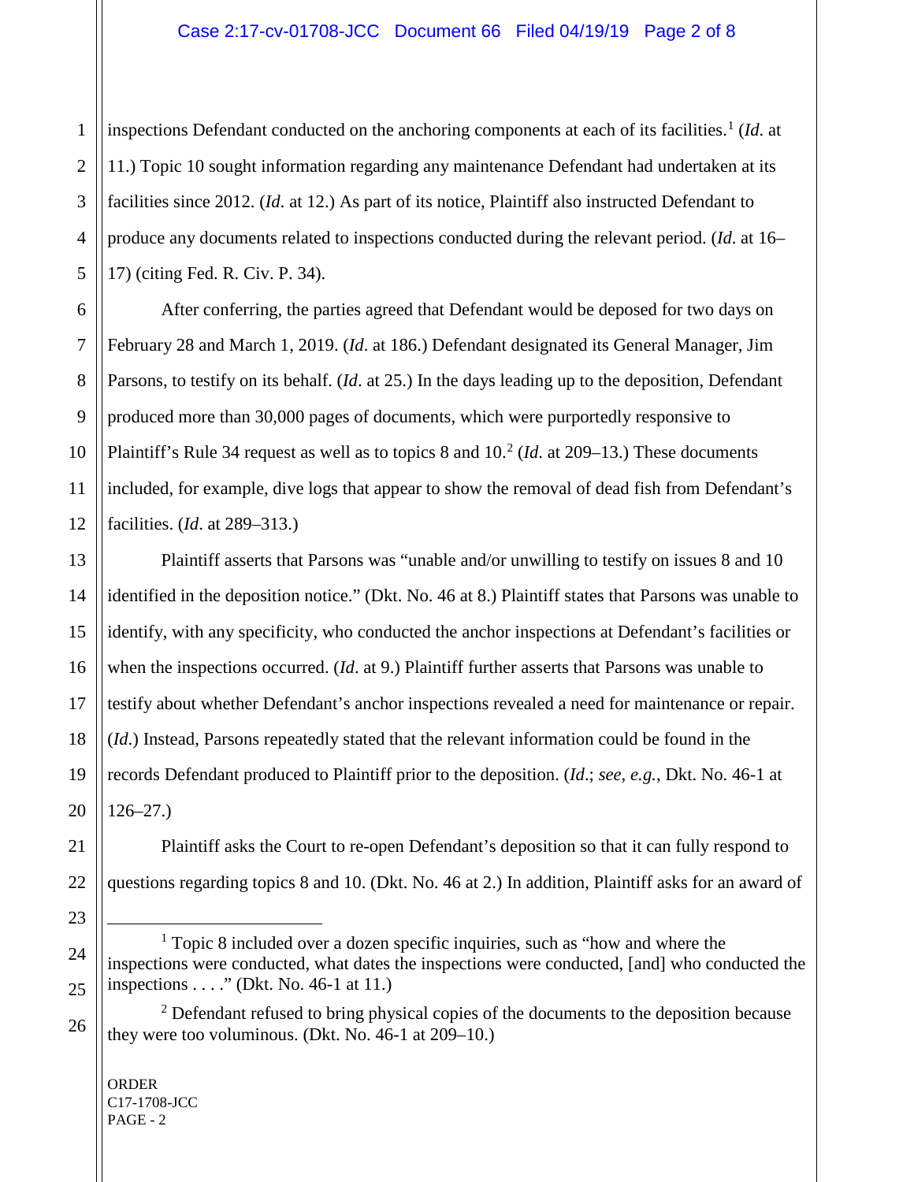inspections Defendant conducted on the anchoring components at each of its facilities.[1] (*Id*. at 11.) Topic 10 sought information regarding any maintenance Defendant had undertaken at its facilities since 2012. (*Id*. at 12.) As part of its notice, Plaintiff also instructed Defendant to produce any documents related to inspections conducted during the relevant period. (*Id*. at 16–17) (citing Fed. R. Civ. P. 34).

After conferring, the parties agreed that Defendant would be deposed for two days on February 28 and March 1, 2019. (*Id*. at 186.) Defendant designated its General Manager, Jim Parsons, to testify on its behalf. (*Id*. at 25.) In the days leading up to the deposition, Defendant produced more than 30,000 pages of documents, which were purportedly responsive to Plaintiff's Rule 34 request as well as to topics 8 and 10.[2] (*Id.* at 209–13.) These documents included, for example, dive logs that appear to show the removal of dead fish from Defendant's facilities. (*Id*. at 289–313.)

Plaintiff asserts that Parsons was "unable and/or unwilling to testify on issues 8 and 10 identified in the deposition notice." (Dkt. No. 46 at 8.) Plaintiff states that Parsons was unable to identify, with any specificity, who conducted the anchor inspections at Defendant's facilities or when the inspections occurred. (*Id*. at 9.) Plaintiff further asserts that Parsons was unable to testify about whether Defendant's anchor inspections revealed a need for maintenance or repair. (*Id*.) Instead, Parsons repeatedly stated that the relevant information could be found in the records Defendant produced to Plaintiff prior to the deposition. (*Id*.; *see, e.g.*, Dkt. No. 46-1 at 126–27.)

Plaintiff asks the Court to re-open Defendant's deposition so that it can fully respond to questions regarding topics 8 and 10. (Dkt. No. 46 at 2.) In addition, Plaintiff asks for an award of

---

[1] Topic 8 included over a dozen specific inquiries, such as "how and where the inspections were conducted, what dates the inspections were conducted, [and] who conducted the inspections . . . ." (Dkt. No. 46-1 at 11.)

[2] Defendant refused to bring physical copies of the documents to the deposition because they were too voluminous. (Dkt. No. 46-1 at 209–10.)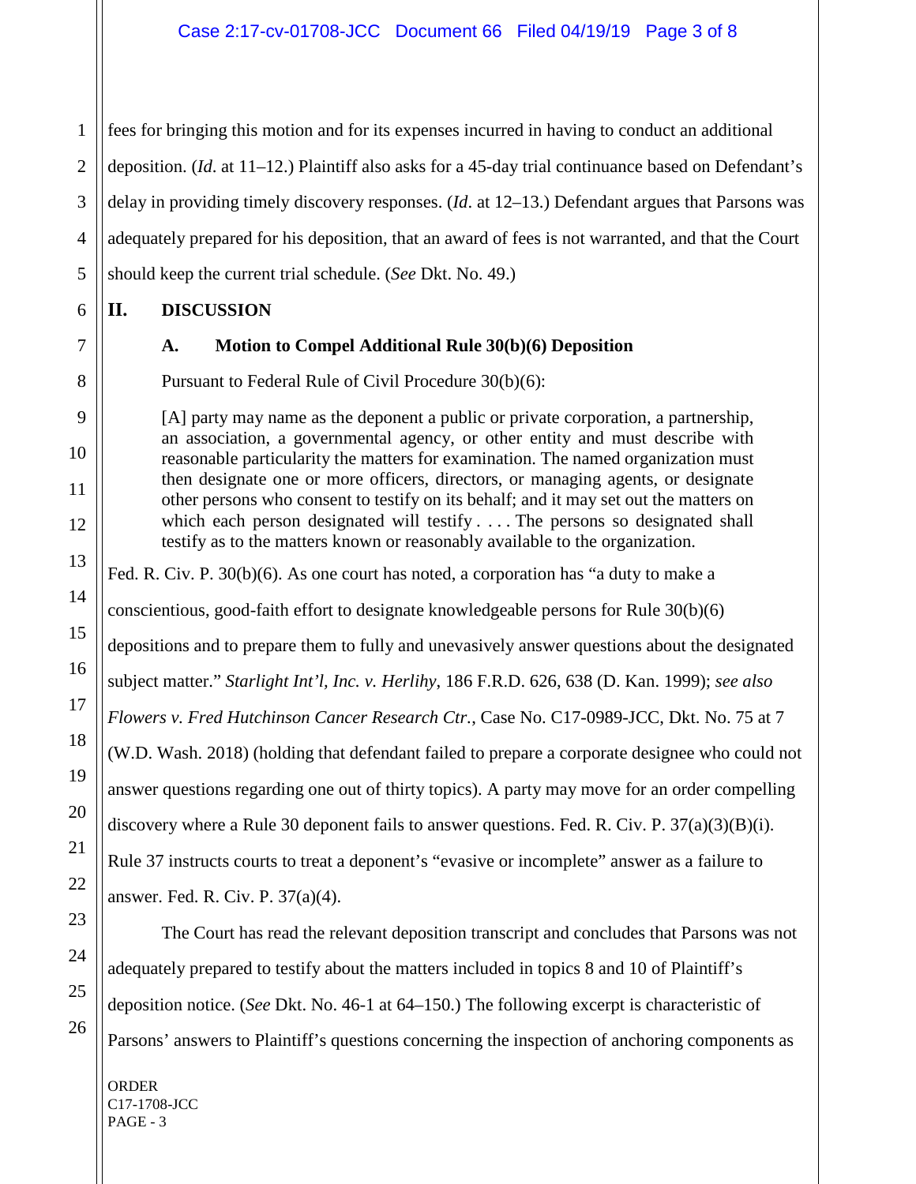fees for bringing this motion and for its expenses incurred in having to conduct an additional deposition. (*Id*. at 11–12.) Plaintiff also asks for a 45-day trial continuance based on Defendant's delay in providing timely discovery responses. (*Id*. at 12–13.) Defendant argues that Parsons was adequately prepared for his deposition, that an award of fees is not warranted, and that the Court should keep the current trial schedule. (*See* Dkt. No. 49.)

## II. DISCUSSION

### A. Motion to Compel Additional Rule 30(b)(6) Deposition

Pursuant to Federal Rule of Civil Procedure 30(b)(6):

> [A] party may name as the deponent a public or private corporation, a partnership, an association, a governmental agency, or other entity and must describe with reasonable particularity the matters for examination. The named organization must then designate one or more officers, directors, or managing agents, or designate other persons who consent to testify on its behalf; and it may set out the matters on which each person designated will testify . . . . The persons so designated shall testify as to the matters known or reasonably available to the organization.

Fed. R. Civ. P. 30(b)(6). As one court has noted, a corporation has "a duty to make a conscientious, good-faith effort to designate knowledgeable persons for Rule 30(b)(6) depositions and to prepare them to fully and unevasively answer questions about the designated subject matter." *Starlight Int'l, Inc. v. Herlihy*, 186 F.R.D. 626, 638 (D. Kan. 1999); *see also Flowers v. Fred Hutchinson Cancer Research Ctr.*, Case No. C17-0989-JCC, Dkt. No. 75 at 7 (W.D. Wash. 2018) (holding that defendant failed to prepare a corporate designee who could not answer questions regarding one out of thirty topics). A party may move for an order compelling discovery where a Rule 30 deponent fails to answer questions. Fed. R. Civ. P. 37(a)(3)(B)(i). Rule 37 instructs courts to treat a deponent's "evasive or incomplete" answer as a failure to answer. Fed. R. Civ. P. 37(a)(4).

The Court has read the relevant deposition transcript and concludes that Parsons was not adequately prepared to testify about the matters included in topics 8 and 10 of Plaintiff's deposition notice. (*See* Dkt. No. 46-1 at 64–150.) The following excerpt is characteristic of Parsons' answers to Plaintiff's questions concerning the inspection of anchoring components as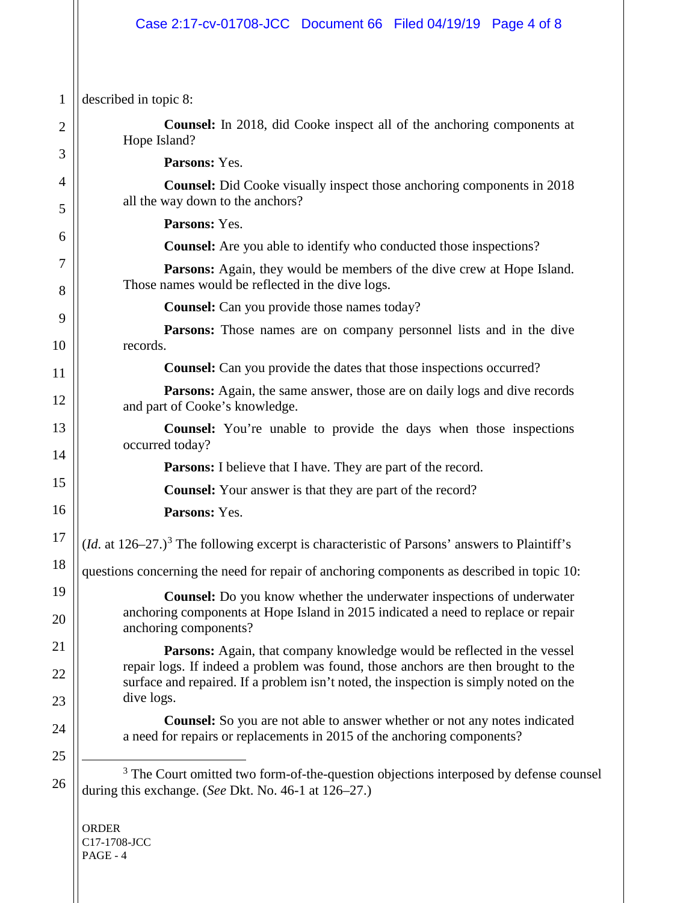described in topic 8:

> **Counsel:** In 2018, did Cooke inspect all of the anchoring components at Hope Island?
>
> **Parsons:** Yes.
>
> **Counsel:** Did Cooke visually inspect those anchoring components in 2018 all the way down to the anchors?
>
> **Parsons:** Yes.
>
> **Counsel:** Are you able to identify who conducted those inspections?
>
> **Parsons:** Again, they would be members of the dive crew at Hope Island. Those names would be reflected in the dive logs.
>
> **Counsel:** Can you provide those names today?
>
> **Parsons:** Those names are on company personnel lists and in the dive records.
>
> **Counsel:** Can you provide the dates that those inspections occurred?
>
> **Parsons:** Again, the same answer, those are on daily logs and dive records and part of Cooke's knowledge.
>
> **Counsel:** You're unable to provide the days when those inspections occurred today?
>
> **Parsons:** I believe that I have. They are part of the record.
>
> **Counsel:** Your answer is that they are part of the record?
>
> **Parsons:** Yes.

(*Id.* at 126–27.)[3] The following excerpt is characteristic of Parsons' answers to Plaintiff's questions concerning the need for repair of anchoring components as described in topic 10:

> **Counsel:** Do you know whether the underwater inspections of underwater anchoring components at Hope Island in 2015 indicated a need to replace or repair anchoring components?
>
> **Parsons:** Again, that company knowledge would be reflected in the vessel repair logs. If indeed a problem was found, those anchors are then brought to the surface and repaired. If a problem isn't noted, the inspection is simply noted on the dive logs.
>
> **Counsel:** So you are not able to answer whether or not any notes indicated a need for repairs or replacements in 2015 of the anchoring components?

---

[3] The Court omitted two form-of-the-question objections interposed by defense counsel during this exchange. (*See* Dkt. No. 46-1 at 126–27.)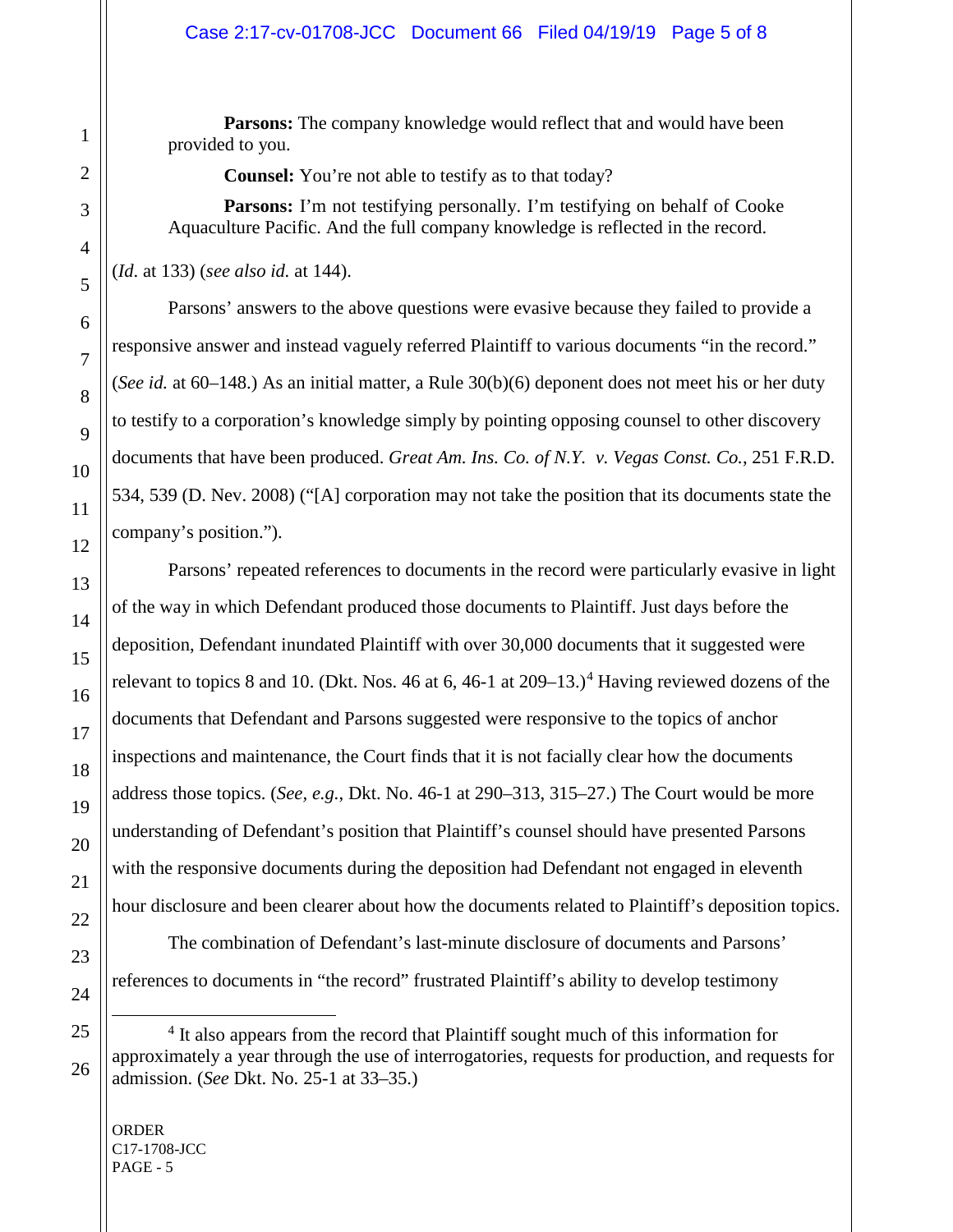**Parsons:** The company knowledge would reflect that and would have been provided to you.

**Counsel:** You're not able to testify as to that today?

**Parsons:** I'm not testifying personally. I'm testifying on behalf of Cooke Aquaculture Pacific. And the full company knowledge is reflected in the record.

(*Id.* at 133) (*see also id.* at 144).

Parsons' answers to the above questions were evasive because they failed to provide a responsive answer and instead vaguely referred Plaintiff to various documents "in the record." (*See id.* at 60–148.) As an initial matter, a Rule 30(b)(6) deponent does not meet his or her duty to testify to a corporation's knowledge simply by pointing opposing counsel to other discovery documents that have been produced. *Great Am. Ins. Co. of N.Y. v. Vegas Const. Co.*, 251 F.R.D. 534, 539 (D. Nev. 2008) ("[A] corporation may not take the position that its documents state the company's position.").

Parsons' repeated references to documents in the record were particularly evasive in light of the way in which Defendant produced those documents to Plaintiff. Just days before the deposition, Defendant inundated Plaintiff with over 30,000 documents that it suggested were relevant to topics 8 and 10. (Dkt. Nos. 46 at 6, 46-1 at 209–13.)[4] Having reviewed dozens of the documents that Defendant and Parsons suggested were responsive to the topics of anchor inspections and maintenance, the Court finds that it is not facially clear how the documents address those topics. (*See, e.g.*, Dkt. No. 46-1 at 290–313, 315–27.) The Court would be more understanding of Defendant's position that Plaintiff's counsel should have presented Parsons with the responsive documents during the deposition had Defendant not engaged in eleventh hour disclosure and been clearer about how the documents related to Plaintiff's deposition topics.

The combination of Defendant's last-minute disclosure of documents and Parsons' references to documents in "the record" frustrated Plaintiff's ability to develop testimony

---

[4] It also appears from the record that Plaintiff sought much of this information for approximately a year through the use of interrogatories, requests for production, and requests for admission. (*See* Dkt. No. 25-1 at 33–35.)

ORDER
C17-1708-JCC
PAGE - 5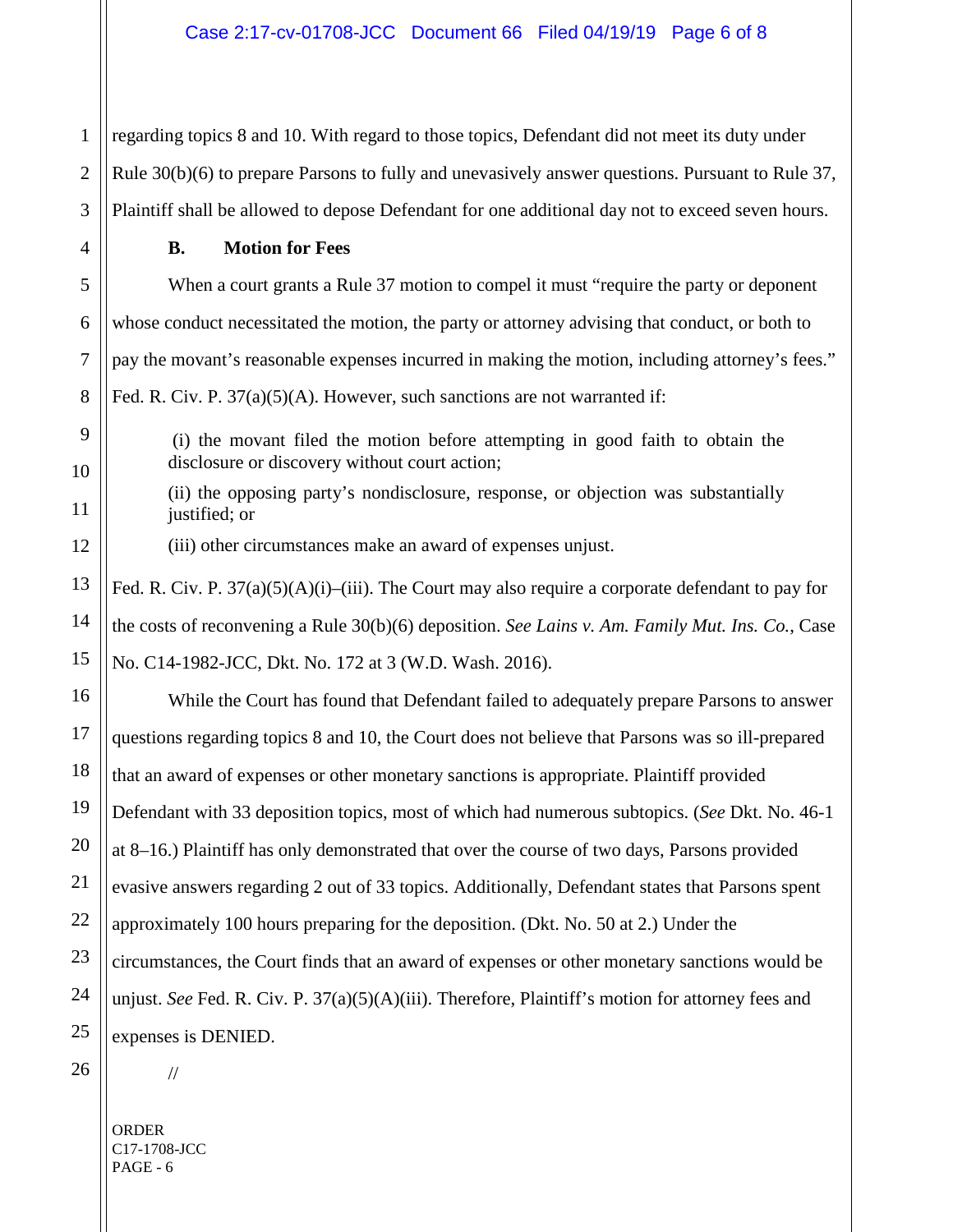regarding topics 8 and 10. With regard to those topics, Defendant did not meet its duty under Rule 30(b)(6) to prepare Parsons to fully and unevasively answer questions. Pursuant to Rule 37, Plaintiff shall be allowed to depose Defendant for one additional day not to exceed seven hours.

**B. Motion for Fees**

When a court grants a Rule 37 motion to compel it must "require the party or deponent whose conduct necessitated the motion, the party or attorney advising that conduct, or both to pay the movant's reasonable expenses incurred in making the motion, including attorney's fees." Fed. R. Civ. P. 37(a)(5)(A). However, such sanctions are not warranted if:

> (i) the movant filed the motion before attempting in good faith to obtain the disclosure or discovery without court action;
>
> (ii) the opposing party's nondisclosure, response, or objection was substantially justified; or
>
> (iii) other circumstances make an award of expenses unjust.

Fed. R. Civ. P. 37(a)(5)(A)(i)–(iii). The Court may also require a corporate defendant to pay for the costs of reconvening a Rule 30(b)(6) deposition. *See Lains v. Am. Family Mut. Ins. Co.*, Case No. C14-1982-JCC, Dkt. No. 172 at 3 (W.D. Wash. 2016).

While the Court has found that Defendant failed to adequately prepare Parsons to answer questions regarding topics 8 and 10, the Court does not believe that Parsons was so ill-prepared that an award of expenses or other monetary sanctions is appropriate. Plaintiff provided Defendant with 33 deposition topics, most of which had numerous subtopics. (*See* Dkt. No. 46-1 at 8–16.) Plaintiff has only demonstrated that over the course of two days, Parsons provided evasive answers regarding 2 out of 33 topics. Additionally, Defendant states that Parsons spent approximately 100 hours preparing for the deposition. (Dkt. No. 50 at 2.) Under the circumstances, the Court finds that an award of expenses or other monetary sanctions would be unjust. *See* Fed. R. Civ. P. 37(a)(5)(A)(iii). Therefore, Plaintiff's motion for attorney fees and expenses is DENIED.

//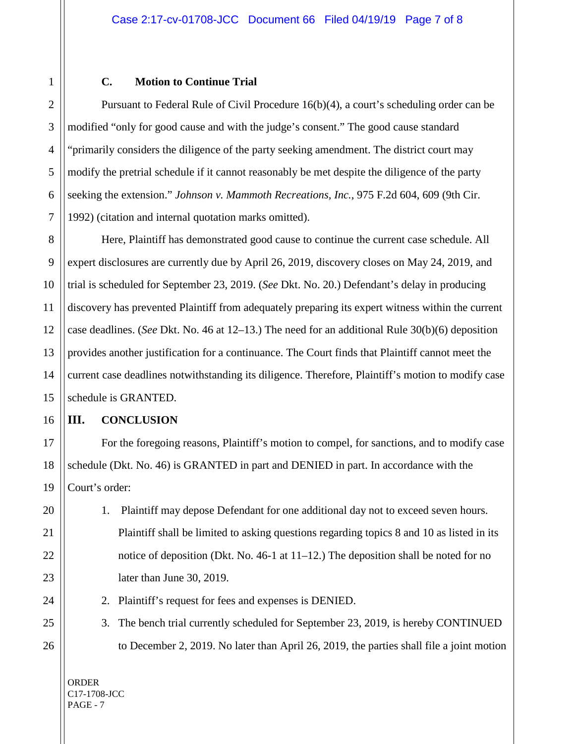### C. Motion to Continue Trial

Pursuant to Federal Rule of Civil Procedure 16(b)(4), a court's scheduling order can be modified "only for good cause and with the judge's consent." The good cause standard "primarily considers the diligence of the party seeking amendment. The district court may modify the pretrial schedule if it cannot reasonably be met despite the diligence of the party seeking the extension." *Johnson v. Mammoth Recreations, Inc.*, 975 F.2d 604, 609 (9th Cir. 1992) (citation and internal quotation marks omitted).

Here, Plaintiff has demonstrated good cause to continue the current case schedule. All expert disclosures are currently due by April 26, 2019, discovery closes on May 24, 2019, and trial is scheduled for September 23, 2019. (*See* Dkt. No. 20.) Defendant's delay in producing discovery has prevented Plaintiff from adequately preparing its expert witness within the current case deadlines. (*See* Dkt. No. 46 at 12–13.) The need for an additional Rule 30(b)(6) deposition provides another justification for a continuance. The Court finds that Plaintiff cannot meet the current case deadlines notwithstanding its diligence. Therefore, Plaintiff's motion to modify case schedule is GRANTED.

## III. CONCLUSION

For the foregoing reasons, Plaintiff's motion to compel, for sanctions, and to modify case schedule (Dkt. No. 46) is GRANTED in part and DENIED in part. In accordance with the Court's order:

1. Plaintiff may depose Defendant for one additional day not to exceed seven hours. Plaintiff shall be limited to asking questions regarding topics 8 and 10 as listed in its notice of deposition (Dkt. No. 46-1 at 11–12.) The deposition shall be noted for no later than June 30, 2019.
2. Plaintiff's request for fees and expenses is DENIED.
3. The bench trial currently scheduled for September 23, 2019, is hereby CONTINUED to December 2, 2019. No later than April 26, 2019, the parties shall file a joint motion

ORDER
C17-1708-JCC
PAGE - 7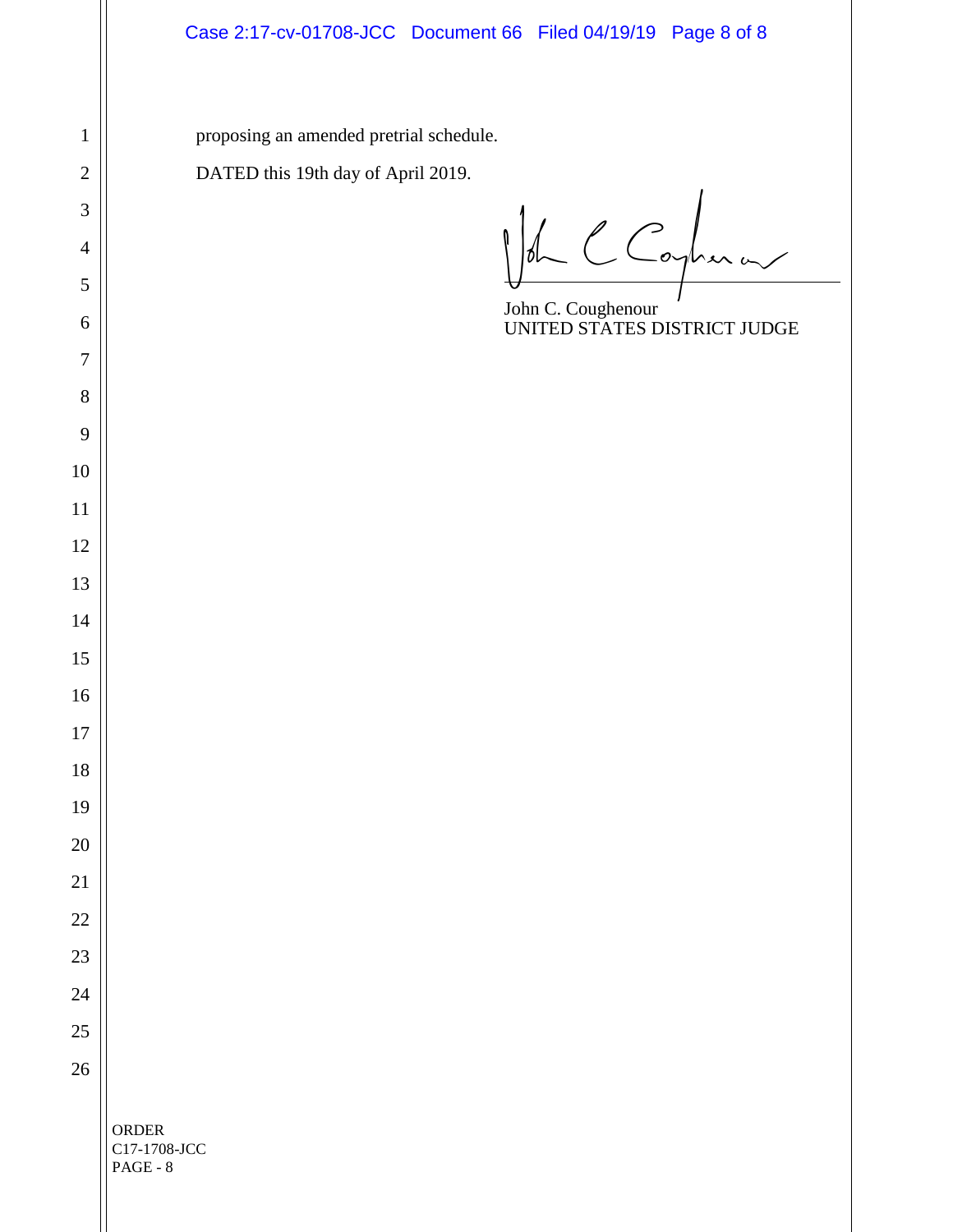proposing an amended pretrial schedule.

DATED this 19th day of April 2019.

John C. Coughenour
UNITED STATES DISTRICT JUDGE

ORDER
C17-1708-JCC
PAGE - 8